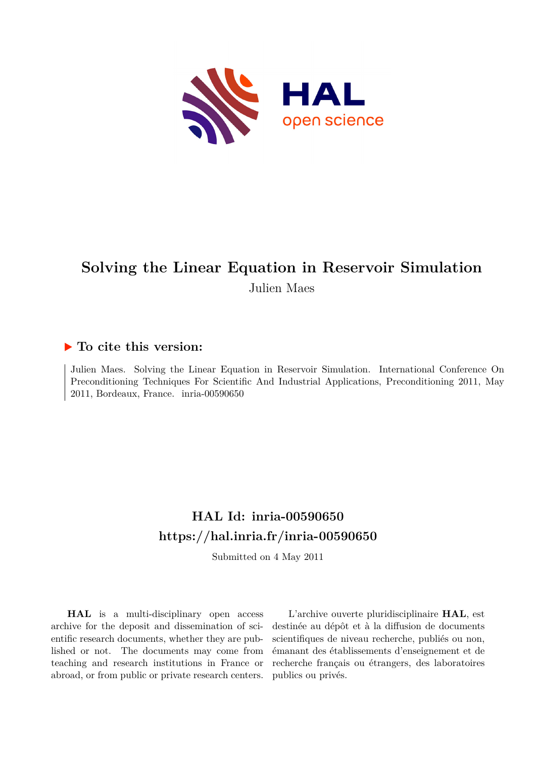# Solving the Linear Equation in Reservoir Simulation

Julien Maes

## ▶ To cite this version:

Julien Maes. Solving the Linear Equation in Reservoir Simulation. International Conference On Preconditioning Techniques For Scientific And Industrial Applications, Preconditioning 2011, May 2011, Bordeaux, France. inria-00590650

## HAL Id: inria-00590650
## https://hal.inria.fr/inria-00590650

Submitted on 4 May 2011

**HAL** is a multi-disciplinary open access archive for the deposit and dissemination of scientific research documents, whether they are published or not. The documents may come from teaching and research institutions in France or abroad, or from public or private research centers.

L'archive ouverte pluridisciplinaire **HAL**, est destinée au dépôt et à la diffusion de documents scientifiques de niveau recherche, publiés ou non, émanant des établissements d'enseignement et de recherche français ou étrangers, des laboratoires publics ou privés.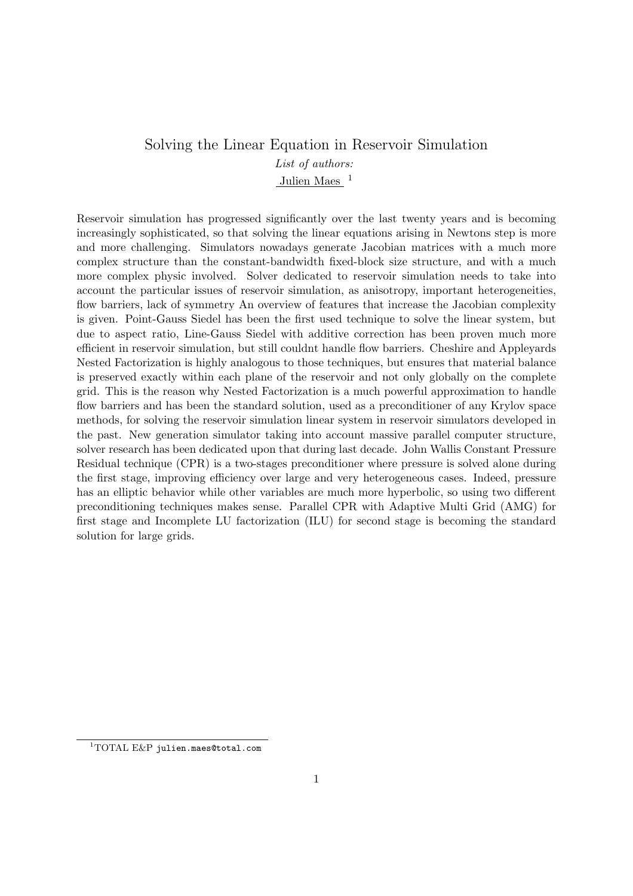# Solving the Linear Equation in Reservoir Simulation

*List of authors:*

Julien Maes [1]

Reservoir simulation has progressed significantly over the last twenty years and is becoming increasingly sophisticated, so that solving the linear equations arising in Newtons step is more and more challenging. Simulators nowadays generate Jacobian matrices with a much more complex structure than the constant-bandwidth fixed-block size structure, and with a much more complex physic involved. Solver dedicated to reservoir simulation needs to take into account the particular issues of reservoir simulation, as anisotropy, important heterogeneities, flow barriers, lack of symmetry An overview of features that increase the Jacobian complexity is given. Point-Gauss Siedel has been the first used technique to solve the linear system, but due to aspect ratio, Line-Gauss Siedel with additive correction has been proven much more efficient in reservoir simulation, but still couldnt handle flow barriers. Cheshire and Appleyards Nested Factorization is highly analogous to those techniques, but ensures that material balance is preserved exactly within each plane of the reservoir and not only globally on the complete grid. This is the reason why Nested Factorization is a much powerful approximation to handle flow barriers and has been the standard solution, used as a preconditioner of any Krylov space methods, for solving the reservoir simulation linear system in reservoir simulators developed in the past. New generation simulator taking into account massive parallel computer structure, solver research has been dedicated upon that during last decade. John Wallis Constant Pressure Residual technique (CPR) is a two-stages preconditioner where pressure is solved alone during the first stage, improving efficiency over large and very heterogeneous cases. Indeed, pressure has an elliptic behavior while other variables are much more hyperbolic, so using two different preconditioning techniques makes sense. Parallel CPR with Adaptive Multi Grid (AMG) for first stage and Incomplete LU factorization (ILU) for second stage is becoming the standard solution for large grids.

[1] TOTAL E&P `julien.maes@total.com`